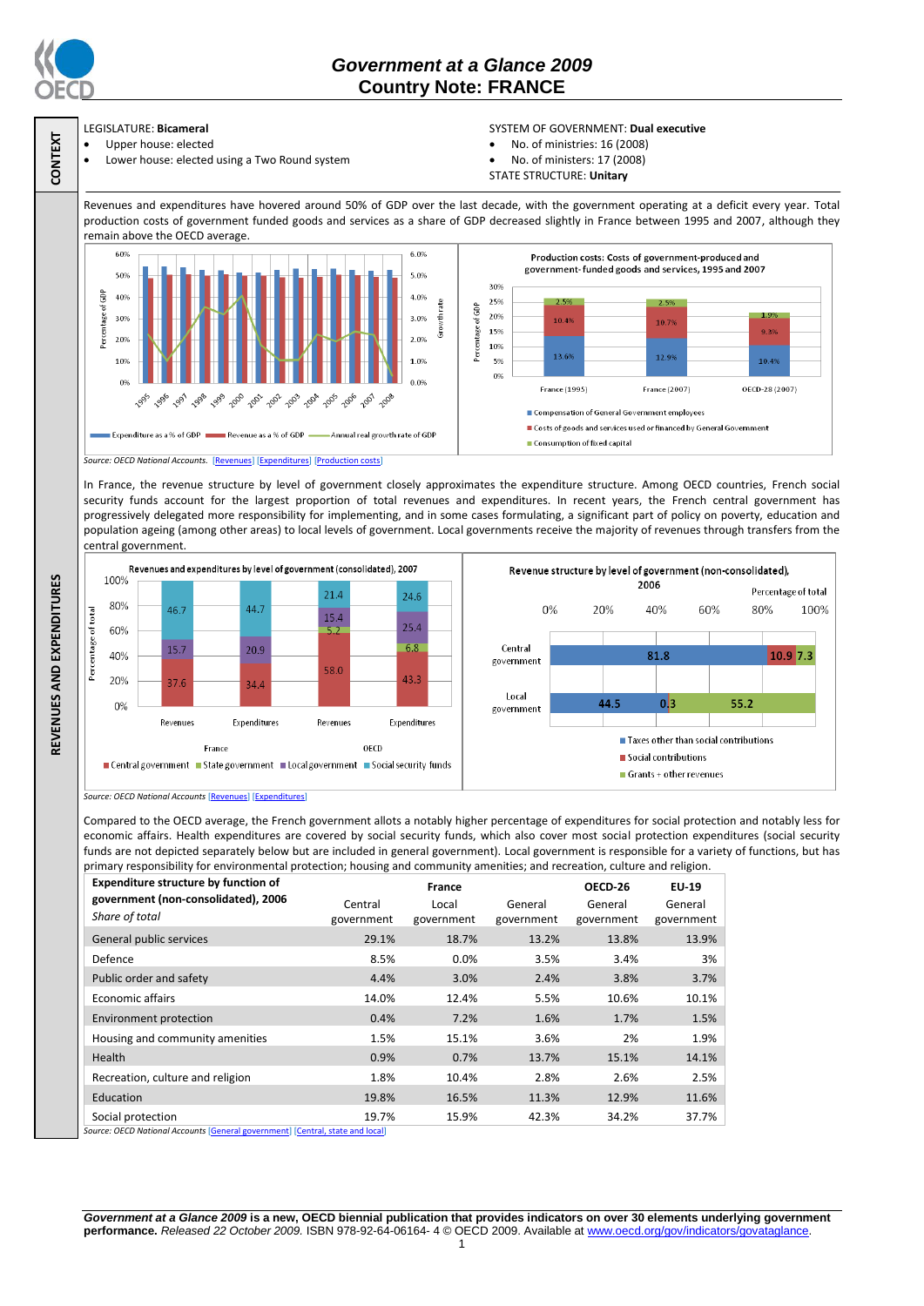# Government at a Glance 2009
## Country Note: FRANCE

**CONTEXT**

LEGISLATURE: **Bicameral**
- Upper house: elected
- Lower house: elected using a Two Round system

SYSTEM OF GOVERNMENT: **Dual executive**
- No. of ministries: 16 (2008)
- No. of ministers: 17 (2008)

STATE STRUCTURE: **Unitary**

**REVENUES AND EXPENDITURES**

Revenues and expenditures have hovered around 50% of GDP over the last decade, with the government operating at a deficit every year. Total production costs of government funded goods and services as a share of GDP decreased slightly in France between 1995 and 2007, although they remain above the OECD average.

Legend: Expenditure as a % of GDP; Revenue as a % of GDP; Annual real growth rate of GDP

**Production costs: Costs of government-produced and government-funded goods and services, 1995 and 2007**

| | Compensation of General Government employees | Costs of goods and services used or financed by General Government | Consumption of fixed capital |
|---|---|---|---|
| France (1995) | 13.6% | 10.4% | 2.5% |
| France (2007) | 12.9% | 10.7% | 2.5% |
| OECD-28 (2007) | 10.4% | 9.3% | 1.9% |

*Source: OECD National Accounts.* [Revenues] [Expenditures] [Production costs]

In France, the revenue structure by level of government closely approximates the expenditure structure. Among OECD countries, French social security funds account for the largest proportion of total revenues and expenditures. In recent years, the French central government has progressively delegated more responsibility for implementing, and in some cases formulating, a significant part of policy on poverty, education and population ageing (among other areas) to local levels of government. Local governments receive the majority of revenues through transfers from the central government.

**Revenues and expenditures by level of government (consolidated), 2007**

Percentage of total

| | Central government | State government | Local government | Social security funds |
|---|---|---|---|---|
| France – Revenues | 37.6 | | 15.7 | 46.7 |
| France – Expenditures | 34.4 | | 20.9 | 44.7 |
| OECD – Revenues | 58.0 | 5.2 | 15.4 | 21.4 |
| OECD – Expenditures | 43.3 | 6.8 | 25.4 | 24.6 |

**Revenue structure by level of government (non-consolidated), 2006**

Percentage of total

| | Taxes other than social contributions | Social contributions | Grants + other revenues |
|---|---|---|---|
| Central government | 81.8 | 10.9 | 7.3 |
| Local government | 44.5 | 0.3 | 55.2 |

*Source: OECD National Accounts* [Revenues] [Expenditures]

Compared to the OECD average, the French government allots a notably higher percentage of expenditures for social protection and notably less for economic affairs. Health expenditures are covered by social security funds, which also cover most social protection expenditures (social security funds are not depicted separately below but are included in general government). Local government is responsible for a variety of functions, but has primary responsibility for environmental protection; housing and community amenities; and recreation, culture and religion.

| **Expenditure structure by function of government (non-consolidated), 2006** *Share of total* | France Central government | France Local government | France General government | OECD-26 General government | EU-19 General government |
|---|---|---|---|---|---|
| General public services | 29.1% | 18.7% | 13.2% | 13.8% | 13.9% |
| Defence | 8.5% | 0.0% | 3.5% | 3.4% | 3% |
| Public order and safety | 4.4% | 3.0% | 2.4% | 3.8% | 3.7% |
| Economic affairs | 14.0% | 12.4% | 5.5% | 10.6% | 10.1% |
| Environment protection | 0.4% | 7.2% | 1.6% | 1.7% | 1.5% |
| Housing and community amenities | 1.5% | 15.1% | 3.6% | 2% | 1.9% |
| Health | 0.9% | 0.7% | 13.7% | 15.1% | 14.1% |
| Recreation, culture and religion | 1.8% | 10.4% | 2.8% | 2.6% | 2.5% |
| Education | 19.8% | 16.5% | 11.3% | 12.9% | 11.6% |
| Social protection | 19.7% | 15.9% | 42.3% | 34.2% | 37.7% |

*Source: OECD National Accounts* [General government] [Central, state and local]

***Government at a Glance 2009*** **is a new, OECD biennial publication that provides indicators on over 30 elements underlying government performance.** *Released 22 October 2009.* ISBN 978-92-64-06164- 4 © OECD 2009. Available at www.oecd.org/gov/indicators/govataglance.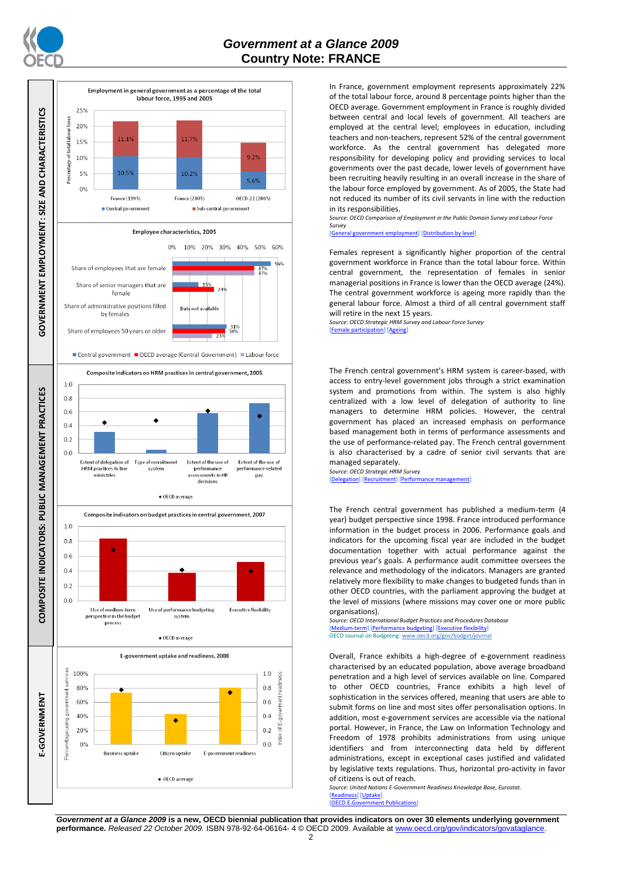GOVERNMENT EMPLOYMENT: SIZE AND CHARACTERISTICS

**Employment in general government as a percentage of the total labour force, 1995 and 2005**

| | Central government | Sub-central government |
|---|---|---|
| France (1995) | 10.5% | 11.1% |
| France (2005) | 10.2% | 11.7% |
| OECD-22 (2005) | 5.6% | 9.2% |

In France, government employment represents approximately 22% of the total labour force, around 8 percentage points higher than the OECD average. Government employment in France is roughly divided between central and local levels of government. All teachers are employed at the central level; employees in education, including teachers and non-teachers, represent 52% of the central government workforce. As the central government has delegated more responsibility for developing policy and providing services to local governments over the past decade, lower levels of government have been recruiting heavily resulting in an overall increase in the share of the labour force employed by government. As of 2005, the State had not reduced its number of its civil servants in line with the reduction in its responsibilities.

*Source: OECD Comparison of Employment in the Public Domain Survey and Labour Force Survey*
[General government employment] [Distribution by level]

**Employee characteristics, 2005**

| | Central government | OECD average (Central Government) | Labour force |
|---|---|---|---|
| Share of employees that are female | 56% | 47% | 47% |
| Share of senior managers that are female | 15% | 24% | |
| Share of administrative positions filled by females | Data not available | | |
| Share of employees 50 years or older | 31% | 30% | 23% |

Females represent a significantly higher proportion of the central government workforce in France than the total labour force. Within central government, the representation of females in senior managerial positions in France is lower than the OECD average (24%). The central government workforce is ageing more rapidly than the general labour force. Almost a third of all central government staff will retire in the next 15 years.

*Source: OECD Strategic HRM Survey and Labour Force Survey*
[Female participation] [Ageing]

COMPOSITE INDICATORS: PUBLIC MANAGEMENT PRACTICES

**Composite indicators on HRM practices in central government, 2005**

Extent of delegation of HRM practices to line ministries; Type of recruitment system; Extent of the use of performance assessments in HR decisions; Extent of the use of performance-related pay

◆ OECD average

The French central government's HRM system is career-based, with access to entry-level government jobs through a strict examination system and promotions from within. The system is also highly centralized with a low level of delegation of authority to line managers to determine HRM policies. However, the central government has placed an increased emphasis on performance based management both in terms of performance assessments and the use of performance-related pay. The French central government is also characterised by a cadre of senior civil servants that are managed separately.

*Source: OECD Strategic HRM Survey*
[Delegation] [Recruitment] [Performance management]

**Composite indicators on budget practices in central government, 2007**

Use of medium-term perspective in the budget process; Use of performance budgeting system; Executive flexibility

◆ OECD average

The French central government has published a medium-term (4 year) budget perspective since 1998. France introduced performance information in the budget process in 2006. Performance goals and indicators for the upcoming fiscal year are included in the budget documentation together with actual performance against the previous year's goals. A performance audit committee oversees the relevance and methodology of the indicators. Managers are granted relatively more flexibility to make changes to budgeted funds than in other OECD countries, with the parliament approving the budget at the level of missions (where missions may cover one or more public organisations).

*Source: OECD International Budget Practices and Procedures Database*
[Medium-term] [Performance budgeting] [Executive flexibility]
OECD Journal on Budgeting: www.oecd.org/gov/budget/journal

E-GOVERNMENT

**E-government uptake and readiness, 2008**

Business uptake; Citizen uptake; E-government readiness

◆ OECD average

Overall, France exhibits a high-degree of e-government readiness characterised by an educated population, above average broadband penetration and a high level of services available on line. Compared to other OECD countries, France exhibits a high level of sophistication in the services offered, meaning that users are able to submit forms on line and most sites offer personalisation options. In addition, most e-government services are accessible via the national portal. However, in France, the Law on Information Technology and Freedom of 1978 prohibits administrations from using unique identifiers and from interconnecting data held by different administrations, except in exceptional cases justified and validated by legislative texts regulations. Thus, horizontal pro-activity in favor of citizens is out of reach.

*Source: United Nations E-Government Readiness Knowledge Base, Eurostat.*
[Readiness] [Uptake]
[OECD E-Government Publications]

***Government at a Glance 2009*** **is a new, OECD biennial publication that provides indicators on over 30 elements underlying government performance.** *Released 22 October 2009.* ISBN 978-92-64-06164- 4 © OECD 2009. Available at www.oecd.org/gov/indicators/govataglance.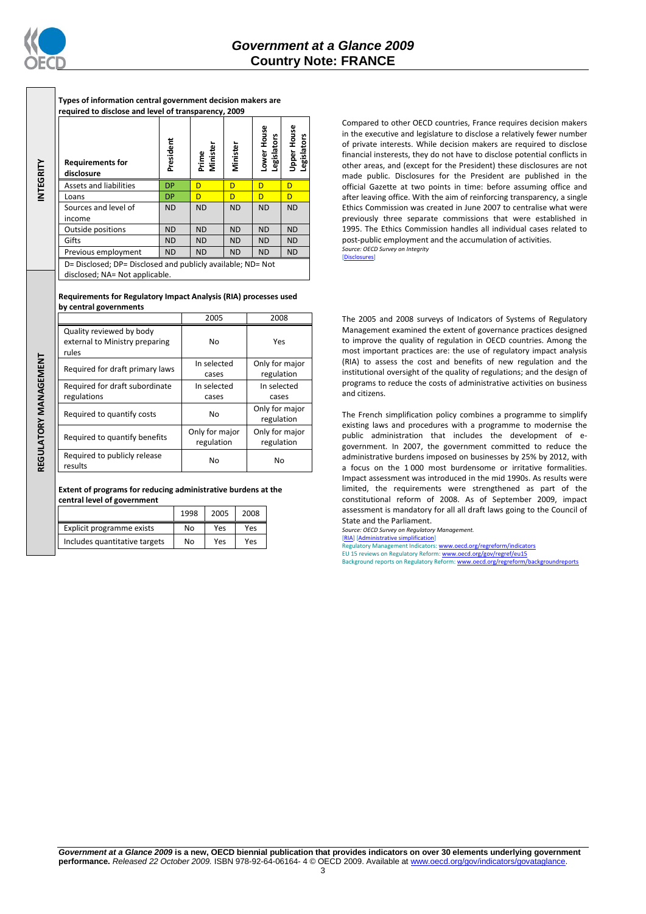## INTEGRITY

**Types of information central government decision makers are required to disclose and level of transparency, 2009**

| Requirements for disclosure | President | Prime Minister | Minister | Lower House Legislators | Upper House Legislators |
|---|---|---|---|---|---|
| Assets and liabilities | DP | D | D | D | D |
| Loans | DP | D | D | D | D |
| Sources and level of income | ND | ND | ND | ND | ND |
| Outside positions | ND | ND | ND | ND | ND |
| Gifts | ND | ND | ND | ND | ND |
| Previous employment | ND | ND | ND | ND | ND |

D= Disclosed; DP= Disclosed and publicly available; ND= Not disclosed; NA= Not applicable.

Compared to other OECD countries, France requires decision makers in the executive and legislature to disclose a relatively fewer number of private interests. While decision makers are required to disclose financial insterests, they do not have to disclose potential conflicts in other areas, and (except for the President) these disclosures are not made public. Disclosures for the President are published in the official Gazette at two points in time: before assuming office and after leaving office. With the aim of reinforcing transparency, a single Ethics Commission was created in June 2007 to centralise what were previously three separate commissions that were established in 1995. The Ethics Commission handles all individual cases related to post-public employment and the accumulation of activities.

*Source: OECD Survey on Integrity*

[Disclosures]

## REGULATORY MANAGEMENT

**Requirements for Regulatory Impact Analysis (RIA) processes used by central governments**

| | 2005 | 2008 |
|---|---|---|
| Quality reviewed by body external to Ministry preparing rules | No | Yes |
| Required for draft primary laws | In selected cases | Only for major regulation |
| Required for draft subordinate regulations | In selected cases | In selected cases |
| Required to quantify costs | No | Only for major regulation |
| Required to quantify benefits | Only for major regulation | Only for major regulation |
| Required to publicly release results | No | No |

**Extent of programs for reducing administrative burdens at the central level of government**

| | 1998 | 2005 | 2008 |
|---|---|---|---|
| Explicit programme exists | No | Yes | Yes |
| Includes quantitative targets | No | Yes | Yes |

The 2005 and 2008 surveys of Indicators of Systems of Regulatory Management examined the extent of governance practices designed to improve the quality of regulation in OECD countries. Among the most important practices are: the use of regulatory impact analysis (RIA) to assess the cost and benefits of new regulation and the institutional oversight of the quality of regulations; and the design of programs to reduce the costs of administrative activities on business and citizens.

The French simplification policy combines a programme to simplify existing laws and procedures with a programme to modernise the public administration that includes the development of e-government. In 2007, the government committed to reduce the administrative burdens imposed on businesses by 25% by 2012, with a focus on the 1 000 most burdensome or irritative formalities. Impact assessment was introduced in the mid 1990s. As results were limited, the requirements were strengthened as part of the constitutional reform of 2008. As of September 2009, impact assessment is mandatory for all all draft laws going to the Council of State and the Parliament.

*Source: OECD Survey on Regulatory Management.*

[RIA] [Administrative simplification]

Regulatory Management Indicators: www.oecd.org/regreform/indicators

EU 15 reviews on Regulatory Reform: www.oecd.org/gov/regref/eu15

Background reports on Regulatory Reform: www.oecd.org/regreform/backgroundreports

***Government at a Glance 2009*** **is a new, OECD biennial publication that provides indicators on over 30 elements underlying government performance.** *Released 22 October 2009.* ISBN 978-92-64-06164- 4 © OECD 2009. Available at www.oecd.org/gov/indicators/govataglance.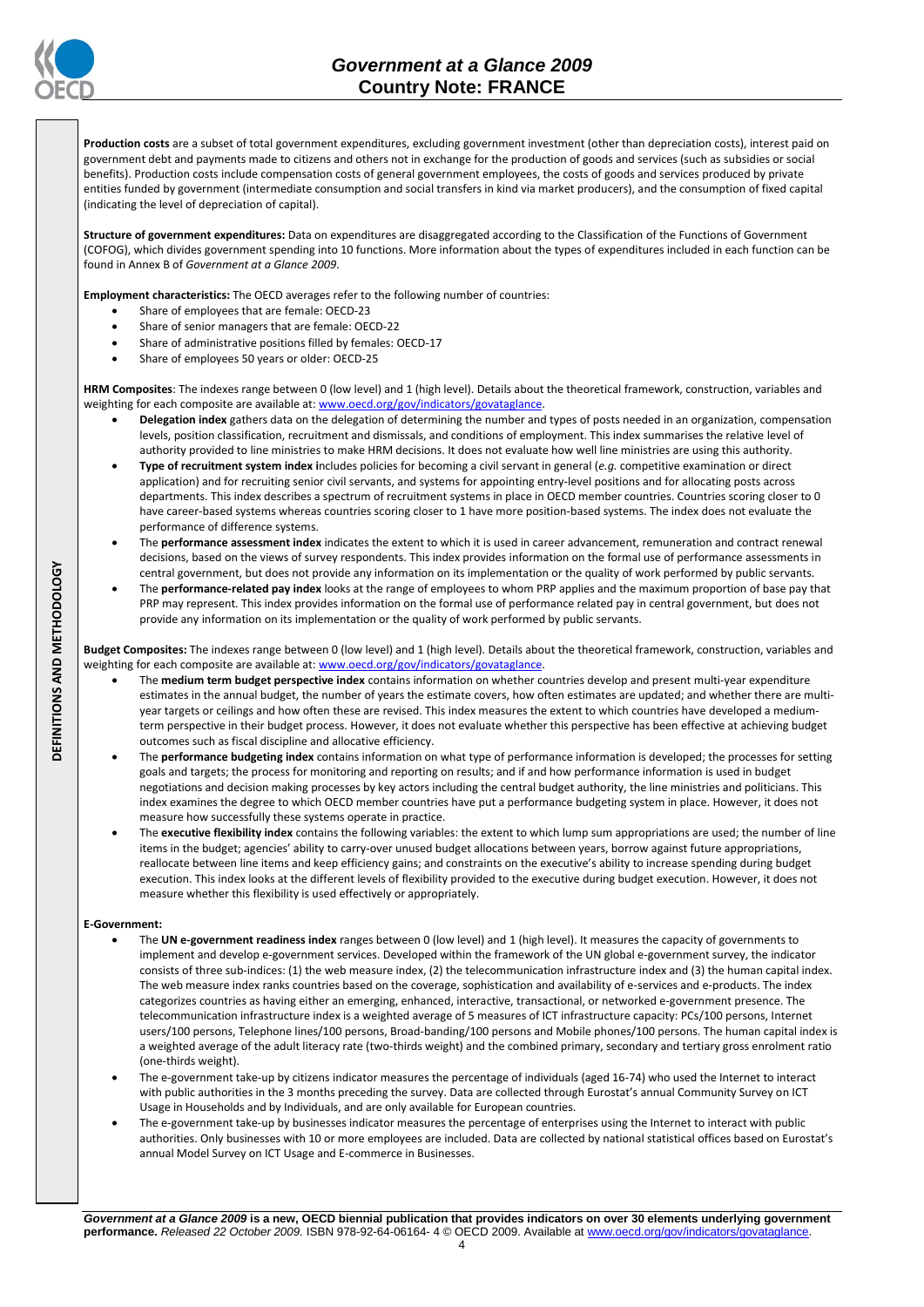**Production costs** are a subset of total government expenditures, excluding government investment (other than depreciation costs), interest paid on government debt and payments made to citizens and others not in exchange for the production of goods and services (such as subsidies or social benefits). Production costs include compensation costs of general government employees, the costs of goods and services produced by private entities funded by government (intermediate consumption and social transfers in kind via market producers), and the consumption of fixed capital (indicating the level of depreciation of capital).

**Structure of government expenditures:** Data on expenditures are disaggregated according to the Classification of the Functions of Government (COFOG), which divides government spending into 10 functions. More information about the types of expenditures included in each function can be found in Annex B of *Government at a Glance 2009*.

**Employment characteristics:** The OECD averages refer to the following number of countries:

- Share of employees that are female: OECD-23
- Share of senior managers that are female: OECD-22
- Share of administrative positions filled by females: OECD-17
- Share of employees 50 years or older: OECD-25

**HRM Composites**: The indexes range between 0 (low level) and 1 (high level). Details about the theoretical framework, construction, variables and weighting for each composite are available at: www.oecd.org/gov/indicators/govataglance.

- **Delegation index** gathers data on the delegation of determining the number and types of posts needed in an organization, compensation levels, position classification, recruitment and dismissals, and conditions of employment. This index summarises the relative level of authority provided to line ministries to make HRM decisions. It does not evaluate how well line ministries are using this authority.
- **Type of recruitment system index i**ncludes policies for becoming a civil servant in general (*e.g.* competitive examination or direct application) and for recruiting senior civil servants, and systems for appointing entry-level positions and for allocating posts across departments. This index describes a spectrum of recruitment systems in place in OECD member countries. Countries scoring closer to 0 have career-based systems whereas countries scoring closer to 1 have more position-based systems. The index does not evaluate the performance of difference systems.
- The **performance assessment index** indicates the extent to which it is used in career advancement, remuneration and contract renewal decisions, based on the views of survey respondents. This index provides information on the formal use of performance assessments in central government, but does not provide any information on its implementation or the quality of work performed by public servants.
- The **performance-related pay index** looks at the range of employees to whom PRP applies and the maximum proportion of base pay that PRP may represent. This index provides information on the formal use of performance related pay in central government, but does not provide any information on its implementation or the quality of work performed by public servants.

**Budget Composites:** The indexes range between 0 (low level) and 1 (high level). Details about the theoretical framework, construction, variables and weighting for each composite are available at: www.oecd.org/gov/indicators/govataglance.

- The **medium term budget perspective index** contains information on whether countries develop and present multi-year expenditure estimates in the annual budget, the number of years the estimate covers, how often estimates are updated; and whether there are multi-year targets or ceilings and how often these are revised. This index measures the extent to which countries have developed a medium-term perspective in their budget process. However, it does not evaluate whether this perspective has been effective at achieving budget outcomes such as fiscal discipline and allocative efficiency.
- The **performance budgeting index** contains information on what type of performance information is developed; the processes for setting goals and targets; the process for monitoring and reporting on results; and if and how performance information is used in budget negotiations and decision making processes by key actors including the central budget authority, the line ministries and politicians. This index examines the degree to which OECD member countries have put a performance budgeting system in place. However, it does not measure how successfully these systems operate in practice.
- The **executive flexibility index** contains the following variables: the extent to which lump sum appropriations are used; the number of line items in the budget; agencies' ability to carry-over unused budget allocations between years, borrow against future appropriations, reallocate between line items and keep efficiency gains; and constraints on the executive's ability to increase spending during budget execution. This index looks at the different levels of flexibility provided to the executive during budget execution. However, it does not measure whether this flexibility is used effectively or appropriately.

**E-Government:**

- The **UN e-government readiness index** ranges between 0 (low level) and 1 (high level). It measures the capacity of governments to implement and develop e-government services. Developed within the framework of the UN global e-government survey, the indicator consists of three sub-indices: (1) the web measure index, (2) the telecommunication infrastructure index and (3) the human capital index. The web measure index ranks countries based on the coverage, sophistication and availability of e-services and e-products. The index categorizes countries as having either an emerging, enhanced, interactive, transactional, or networked e-government presence. The telecommunication infrastructure index is a weighted average of 5 measures of ICT infrastructure capacity: PCs/100 persons, Internet users/100 persons, Telephone lines/100 persons, Broad-banding/100 persons and Mobile phones/100 persons. The human capital index is a weighted average of the adult literacy rate (two-thirds weight) and the combined primary, secondary and tertiary gross enrolment ratio (one-thirds weight).
- The e-government take-up by citizens indicator measures the percentage of individuals (aged 16-74) who used the Internet to interact with public authorities in the 3 months preceding the survey. Data are collected through Eurostat's annual Community Survey on ICT Usage in Households and by Individuals, and are only available for European countries.
- The e-government take-up by businesses indicator measures the percentage of enterprises using the Internet to interact with public authorities. Only businesses with 10 or more employees are included. Data are collected by national statistical offices based on Eurostat's annual Model Survey on ICT Usage and E-commerce in Businesses.